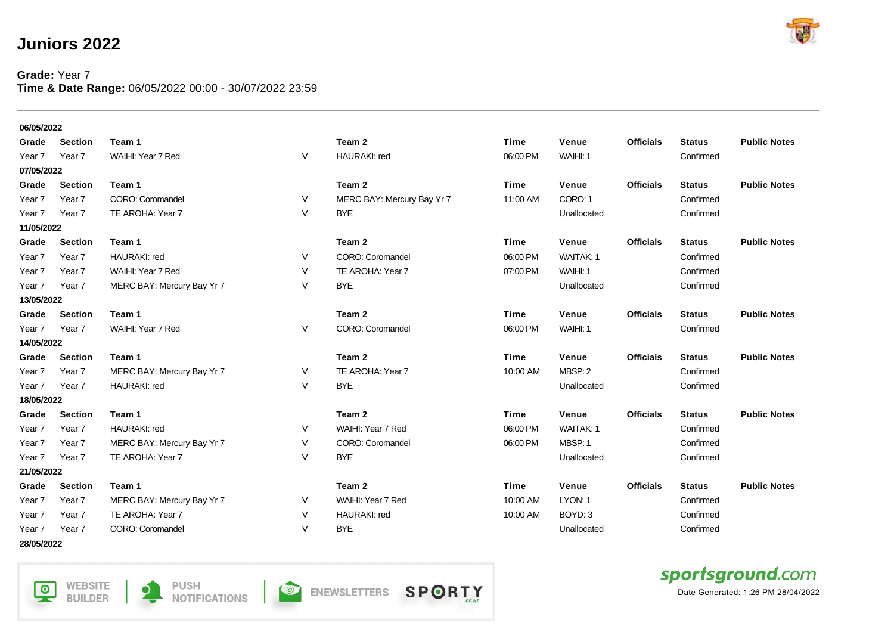# Juniors 2022

**Grade:** Year 7
**Time & Date Range:** 06/05/2022 00:00 - 30/07/2022 23:59

**06/05/2022**

| Grade | Section | Team 1 | | Team 2 | Time | Venue | Officials | Status | Public Notes |
|---|---|---|---|---|---|---|---|---|---|
| Year 7 | Year 7 | WAIHI: Year 7 Red | V | HAURAKI: red | 06:00 PM | WAIHI: 1 | | Confirmed | |

**07/05/2022**

| Grade | Section | Team 1 | | Team 2 | Time | Venue | Officials | Status | Public Notes |
|---|---|---|---|---|---|---|---|---|---|
| Year 7 | Year 7 | CORO: Coromandel | V | MERC BAY: Mercury Bay Yr 7 | 11:00 AM | CORO: 1 | | Confirmed | |
| Year 7 | Year 7 | TE AROHA: Year 7 | V | BYE | | Unallocated | | Confirmed | |

**11/05/2022**

| Grade | Section | Team 1 | | Team 2 | Time | Venue | Officials | Status | Public Notes |
|---|---|---|---|---|---|---|---|---|---|
| Year 7 | Year 7 | HAURAKI: red | V | CORO: Coromandel | 06:00 PM | WAITAK: 1 | | Confirmed | |
| Year 7 | Year 7 | WAIHI: Year 7 Red | V | TE AROHA: Year 7 | 07:00 PM | WAIHI: 1 | | Confirmed | |
| Year 7 | Year 7 | MERC BAY: Mercury Bay Yr 7 | V | BYE | | Unallocated | | Confirmed | |

**13/05/2022**

| Grade | Section | Team 1 | | Team 2 | Time | Venue | Officials | Status | Public Notes |
|---|---|---|---|---|---|---|---|---|---|
| Year 7 | Year 7 | WAIHI: Year 7 Red | V | CORO: Coromandel | 06:00 PM | WAIHI: 1 | | Confirmed | |

**14/05/2022**

| Grade | Section | Team 1 | | Team 2 | Time | Venue | Officials | Status | Public Notes |
|---|---|---|---|---|---|---|---|---|---|
| Year 7 | Year 7 | MERC BAY: Mercury Bay Yr 7 | V | TE AROHA: Year 7 | 10:00 AM | MBSP: 2 | | Confirmed | |
| Year 7 | Year 7 | HAURAKI: red | V | BYE | | Unallocated | | Confirmed | |

**18/05/2022**

| Grade | Section | Team 1 | | Team 2 | Time | Venue | Officials | Status | Public Notes |
|---|---|---|---|---|---|---|---|---|---|
| Year 7 | Year 7 | HAURAKI: red | V | WAIHI: Year 7 Red | 06:00 PM | WAITAK: 1 | | Confirmed | |
| Year 7 | Year 7 | MERC BAY: Mercury Bay Yr 7 | V | CORO: Coromandel | 06:00 PM | MBSP: 1 | | Confirmed | |
| Year 7 | Year 7 | TE AROHA: Year 7 | V | BYE | | Unallocated | | Confirmed | |

**21/05/2022**

| Grade | Section | Team 1 | | Team 2 | Time | Venue | Officials | Status | Public Notes |
|---|---|---|---|---|---|---|---|---|---|
| Year 7 | Year 7 | MERC BAY: Mercury Bay Yr 7 | V | WAIHI: Year 7 Red | 10:00 AM | LYON: 1 | | Confirmed | |
| Year 7 | Year 7 | TE AROHA: Year 7 | V | HAURAKI: red | 10:00 AM | BOYD: 3 | | Confirmed | |
| Year 7 | Year 7 | CORO: Coromandel | V | BYE | | Unallocated | | Confirmed | |

**28/05/2022**

Date Generated: 1:26 PM 28/04/2022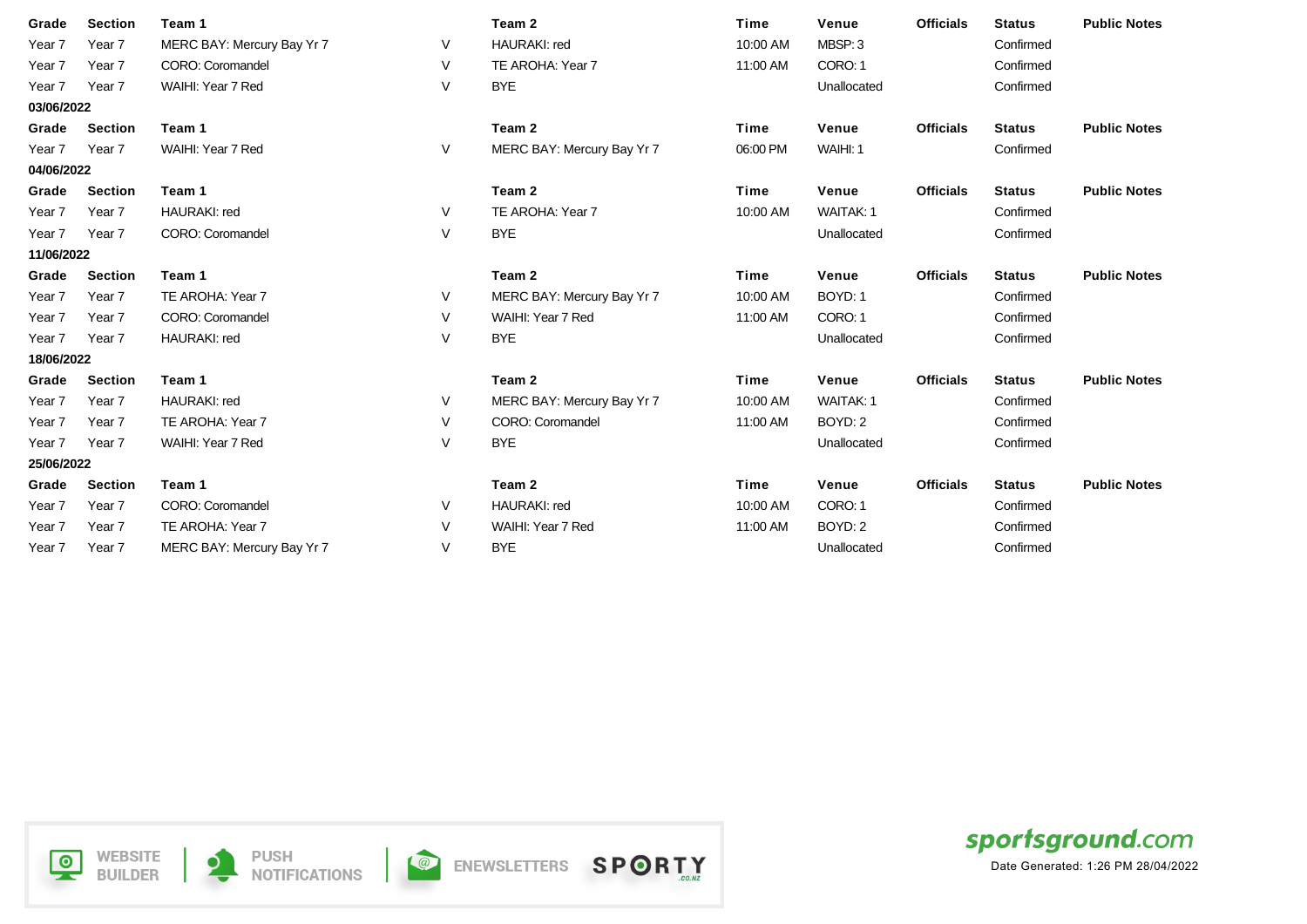| Grade | Section | Team 1 | | Team 2 | Time | Venue | Officials | Status | Public Notes |
|---|---|---|---|---|---|---|---|---|---|
| Year 7 | Year 7 | MERC BAY: Mercury Bay Yr 7 | V | HAURAKI: red | 10:00 AM | MBSP: 3 | | Confirmed | |
| Year 7 | Year 7 | CORO: Coromandel | V | TE AROHA: Year 7 | 11:00 AM | CORO: 1 | | Confirmed | |
| Year 7 | Year 7 | WAIHI: Year 7 Red | V | BYE | | Unallocated | | Confirmed | |

**03/06/2022**

| Grade | Section | Team 1 | | Team 2 | Time | Venue | Officials | Status | Public Notes |
|---|---|---|---|---|---|---|---|---|---|
| Year 7 | Year 7 | WAIHI: Year 7 Red | V | MERC BAY: Mercury Bay Yr 7 | 06:00 PM | WAIHI: 1 | | Confirmed | |

**04/06/2022**

| Grade | Section | Team 1 | | Team 2 | Time | Venue | Officials | Status | Public Notes |
|---|---|---|---|---|---|---|---|---|---|
| Year 7 | Year 7 | HAURAKI: red | V | TE AROHA: Year 7 | 10:00 AM | WAITAK: 1 | | Confirmed | |
| Year 7 | Year 7 | CORO: Coromandel | V | BYE | | Unallocated | | Confirmed | |

**11/06/2022**

| Grade | Section | Team 1 | | Team 2 | Time | Venue | Officials | Status | Public Notes |
|---|---|---|---|---|---|---|---|---|---|
| Year 7 | Year 7 | TE AROHA: Year 7 | V | MERC BAY: Mercury Bay Yr 7 | 10:00 AM | BOYD: 1 | | Confirmed | |
| Year 7 | Year 7 | CORO: Coromandel | V | WAIHI: Year 7 Red | 11:00 AM | CORO: 1 | | Confirmed | |
| Year 7 | Year 7 | HAURAKI: red | V | BYE | | Unallocated | | Confirmed | |

**18/06/2022**

| Grade | Section | Team 1 | | Team 2 | Time | Venue | Officials | Status | Public Notes |
|---|---|---|---|---|---|---|---|---|---|
| Year 7 | Year 7 | HAURAKI: red | V | MERC BAY: Mercury Bay Yr 7 | 10:00 AM | WAITAK: 1 | | Confirmed | |
| Year 7 | Year 7 | TE AROHA: Year 7 | V | CORO: Coromandel | 11:00 AM | BOYD: 2 | | Confirmed | |
| Year 7 | Year 7 | WAIHI: Year 7 Red | V | BYE | | Unallocated | | Confirmed | |

**25/06/2022**

| Grade | Section | Team 1 | | Team 2 | Time | Venue | Officials | Status | Public Notes |
|---|---|---|---|---|---|---|---|---|---|
| Year 7 | Year 7 | CORO: Coromandel | V | HAURAKI: red | 10:00 AM | CORO: 1 | | Confirmed | |
| Year 7 | Year 7 | TE AROHA: Year 7 | V | WAIHI: Year 7 Red | 11:00 AM | BOYD: 2 | | Confirmed | |
| Year 7 | Year 7 | MERC BAY: Mercury Bay Yr 7 | V | BYE | | Unallocated | | Confirmed | |

WEBSITE BUILDER | PUSH NOTIFICATIONS | ENEWSLETTERS SPORTY .CO.NZ

sportsground.com

Date Generated: 1:26 PM 28/04/2022